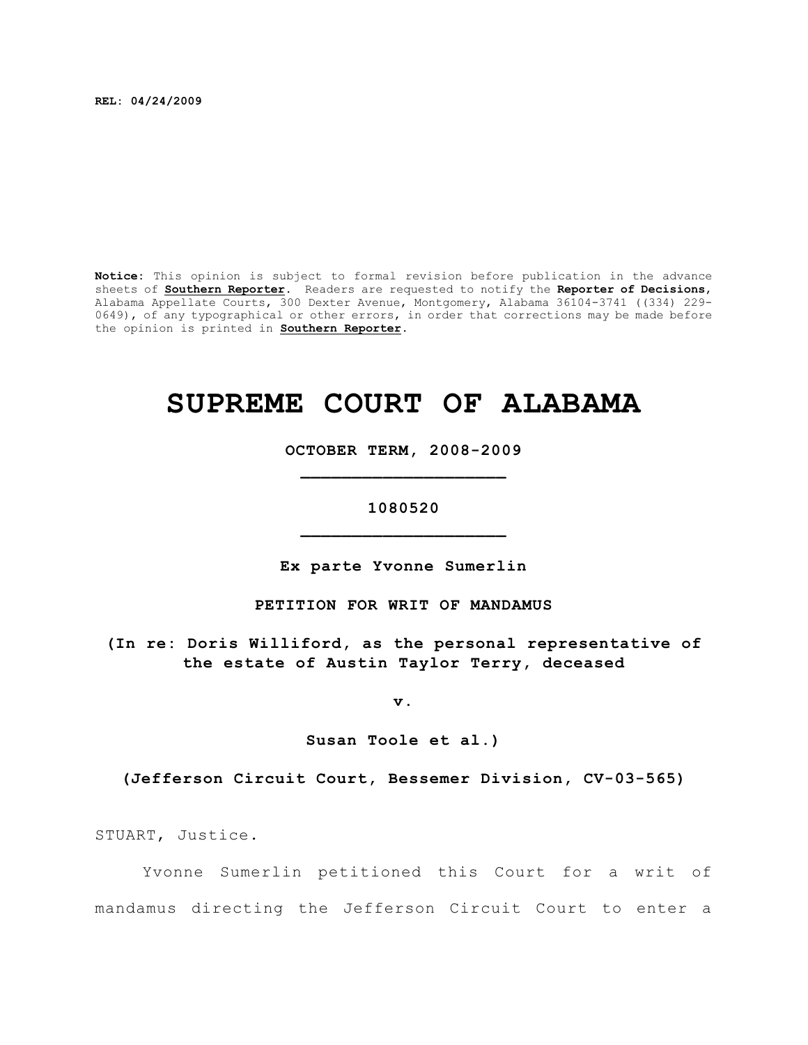**REL: 04/24/2009**

**Notice:** This opinion is subject to formal revision before publication in the advance sheets of **Southern Reporter**. Readers are requested to notify the **Reporter of Decisions**, Alabama Appellate Courts, 300 Dexter Avenue, Montgomery, Alabama 36104-3741 ((334) 229-0649), of any typographical or other errors, in order that corrections may be made before the opinion is printed in **Southern Reporter**.

# SUPREME COURT OF ALABAMA

**OCTOBER TERM, 2008-2009**

**1080520**

**Ex parte Yvonne Sumerlin**

**PETITION FOR WRIT OF MANDAMUS**

**(In re: Doris Williford, as the personal representative of the estate of Austin Taylor Terry, deceased**

**v.**

**Susan Toole et al.)**

**(Jefferson Circuit Court, Bessemer Division, CV-03-565)**

STUART, Justice.

Yvonne Sumerlin petitioned this Court for a writ of mandamus directing the Jefferson Circuit Court to enter a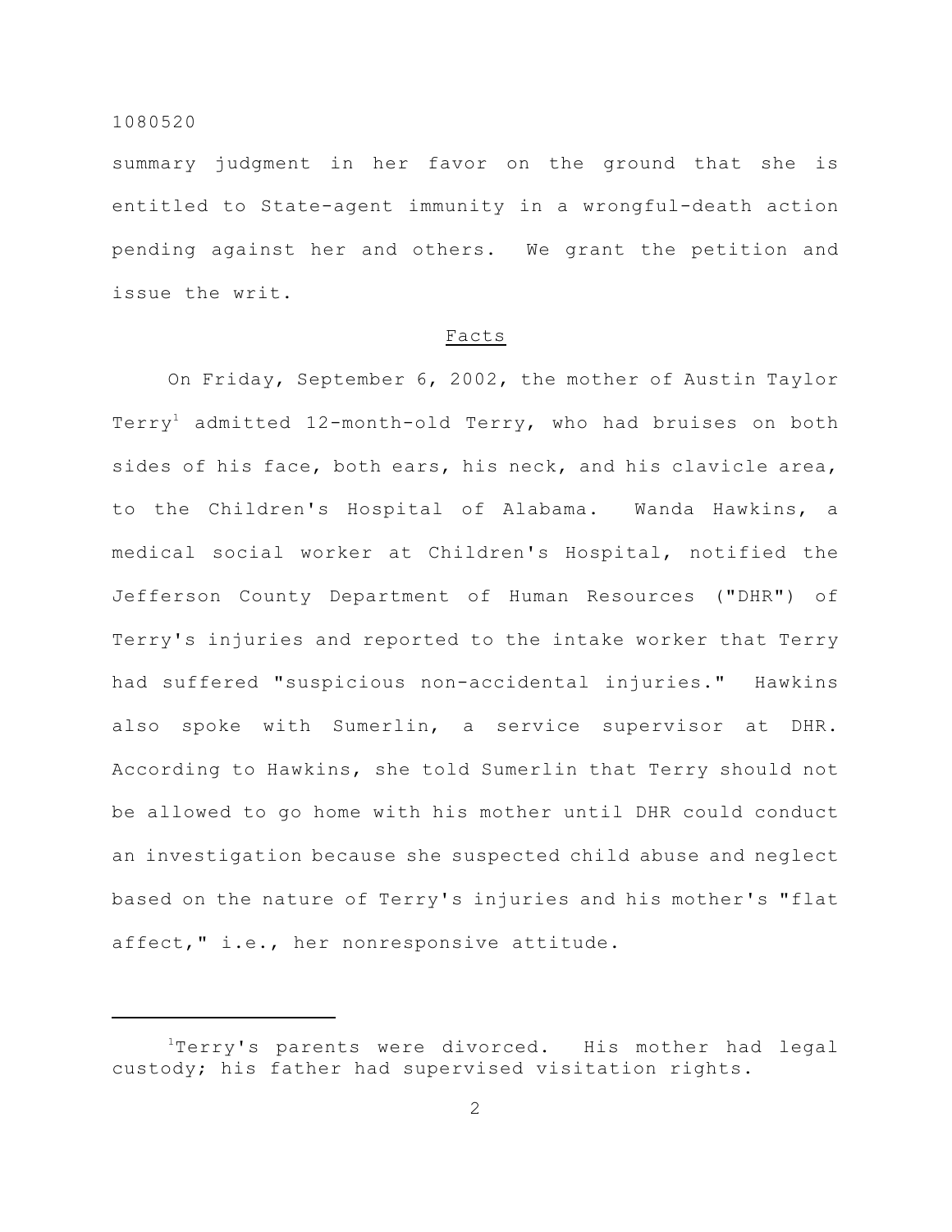summary judgment in her favor on the ground that she is entitled to State-agent immunity in a wrongful-death action pending against her and others. We grant the petition and issue the writ.

## Facts

On Friday, September 6, 2002, the mother of Austin Taylor Terry[1] admitted 12-month-old Terry, who had bruises on both sides of his face, both ears, his neck, and his clavicle area, to the Children's Hospital of Alabama. Wanda Hawkins, a medical social worker at Children's Hospital, notified the Jefferson County Department of Human Resources ("DHR") of Terry's injuries and reported to the intake worker that Terry had suffered "suspicious non-accidental injuries." Hawkins also spoke with Sumerlin, a service supervisor at DHR. According to Hawkins, she told Sumerlin that Terry should not be allowed to go home with his mother until DHR could conduct an investigation because she suspected child abuse and neglect based on the nature of Terry's injuries and his mother's "flat affect," i.e., her nonresponsive attitude.

---

[1]Terry's parents were divorced. His mother had legal custody; his father had supervised visitation rights.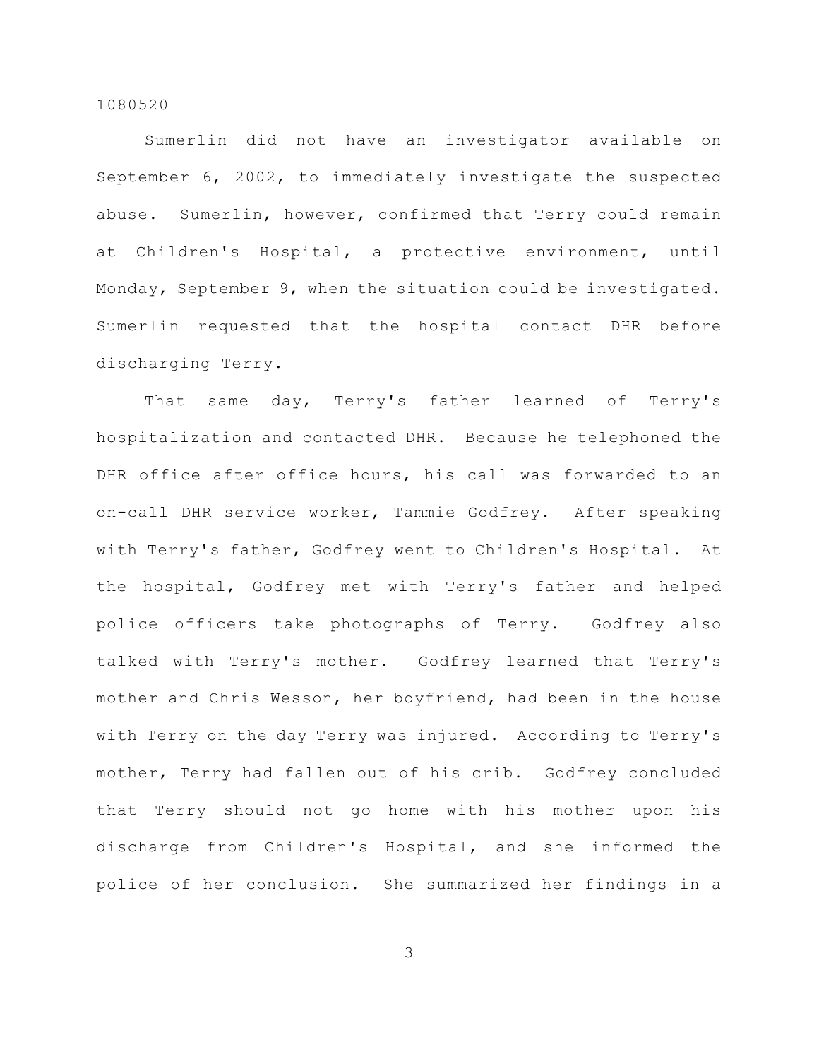Sumerlin did not have an investigator available on September 6, 2002, to immediately investigate the suspected abuse. Sumerlin, however, confirmed that Terry could remain at Children's Hospital, a protective environment, until Monday, September 9, when the situation could be investigated. Sumerlin requested that the hospital contact DHR before discharging Terry.

That same day, Terry's father learned of Terry's hospitalization and contacted DHR. Because he telephoned the DHR office after office hours, his call was forwarded to an on-call DHR service worker, Tammie Godfrey. After speaking with Terry's father, Godfrey went to Children's Hospital. At the hospital, Godfrey met with Terry's father and helped police officers take photographs of Terry. Godfrey also talked with Terry's mother. Godfrey learned that Terry's mother and Chris Wesson, her boyfriend, had been in the house with Terry on the day Terry was injured. According to Terry's mother, Terry had fallen out of his crib. Godfrey concluded that Terry should not go home with his mother upon his discharge from Children's Hospital, and she informed the police of her conclusion. She summarized her findings in a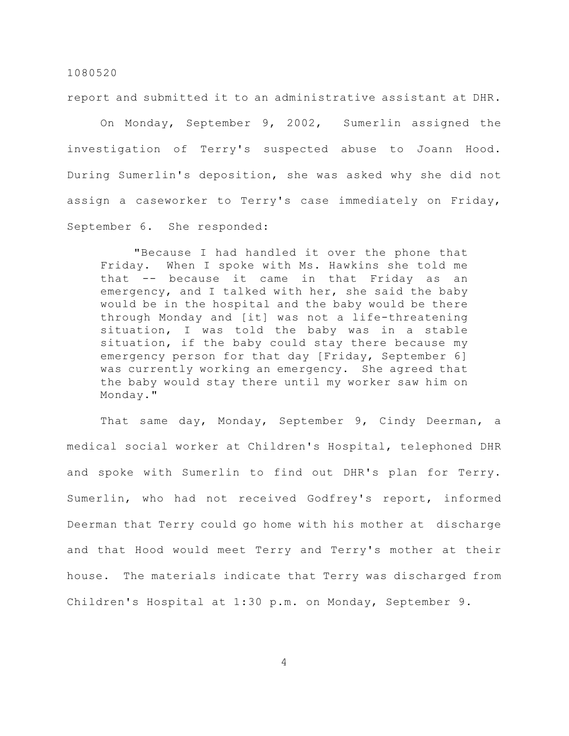report and submitted it to an administrative assistant at DHR.

On Monday, September 9, 2002, Sumerlin assigned the investigation of Terry's suspected abuse to Joann Hood. During Sumerlin's deposition, she was asked why she did not assign a caseworker to Terry's case immediately on Friday, September 6. She responded:

> "Because I had handled it over the phone that Friday. When I spoke with Ms. Hawkins she told me that -- because it came in that Friday as an emergency, and I talked with her, she said the baby would be in the hospital and the baby would be there through Monday and [it] was not a life-threatening situation, I was told the baby was in a stable situation, if the baby could stay there because my emergency person for that day [Friday, September 6] was currently working an emergency. She agreed that the baby would stay there until my worker saw him on Monday."

That same day, Monday, September 9, Cindy Deerman, a medical social worker at Children's Hospital, telephoned DHR and spoke with Sumerlin to find out DHR's plan for Terry. Sumerlin, who had not received Godfrey's report, informed Deerman that Terry could go home with his mother at discharge and that Hood would meet Terry and Terry's mother at their house. The materials indicate that Terry was discharged from Children's Hospital at 1:30 p.m. on Monday, September 9.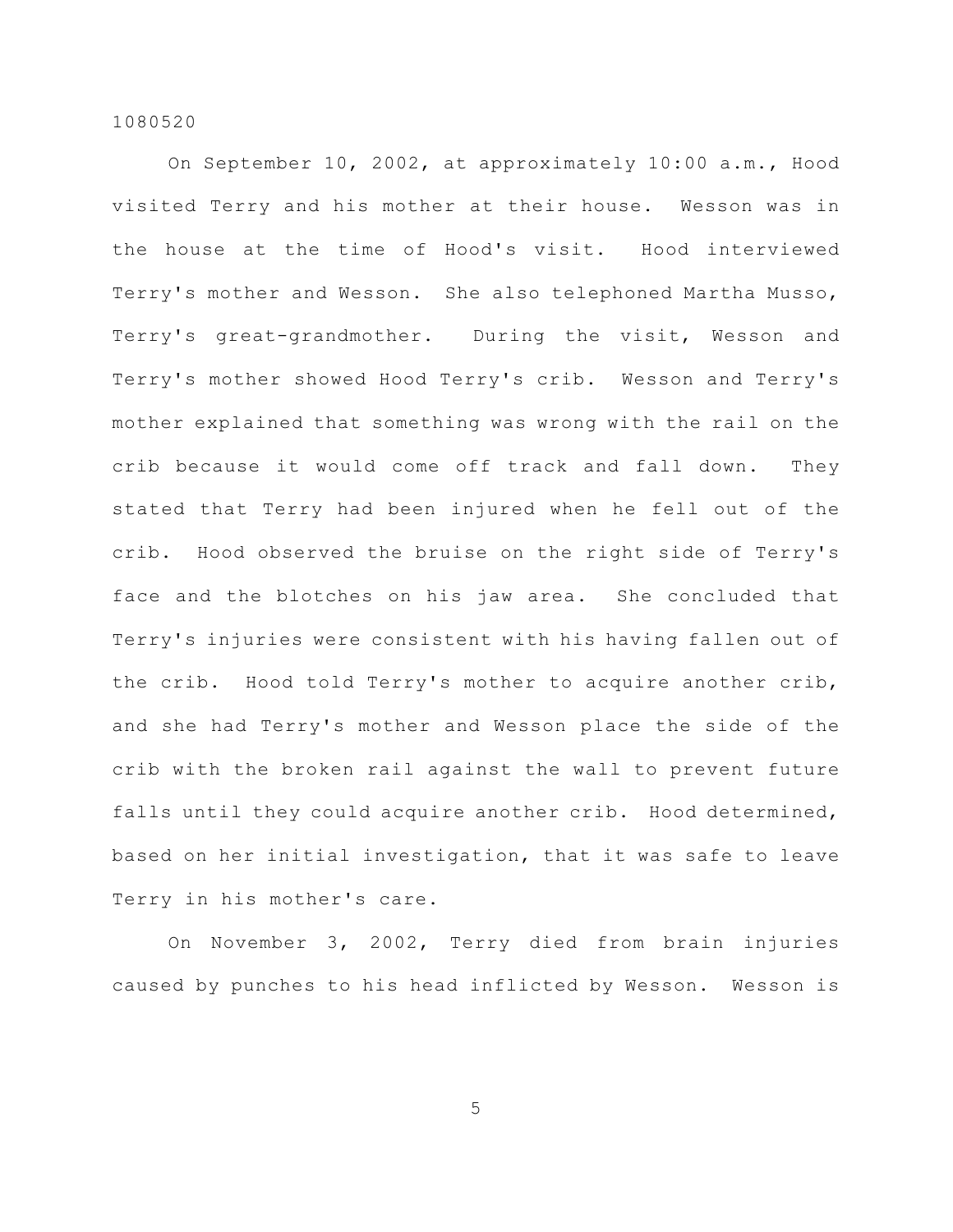On September 10, 2002, at approximately 10:00 a.m., Hood visited Terry and his mother at their house. Wesson was in the house at the time of Hood's visit. Hood interviewed Terry's mother and Wesson. She also telephoned Martha Musso, Terry's great-grandmother. During the visit, Wesson and Terry's mother showed Hood Terry's crib. Wesson and Terry's mother explained that something was wrong with the rail on the crib because it would come off track and fall down. They stated that Terry had been injured when he fell out of the crib. Hood observed the bruise on the right side of Terry's face and the blotches on his jaw area. She concluded that Terry's injuries were consistent with his having fallen out of the crib. Hood told Terry's mother to acquire another crib, and she had Terry's mother and Wesson place the side of the crib with the broken rail against the wall to prevent future falls until they could acquire another crib. Hood determined, based on her initial investigation, that it was safe to leave Terry in his mother's care.

On November 3, 2002, Terry died from brain injuries caused by punches to his head inflicted by Wesson. Wesson is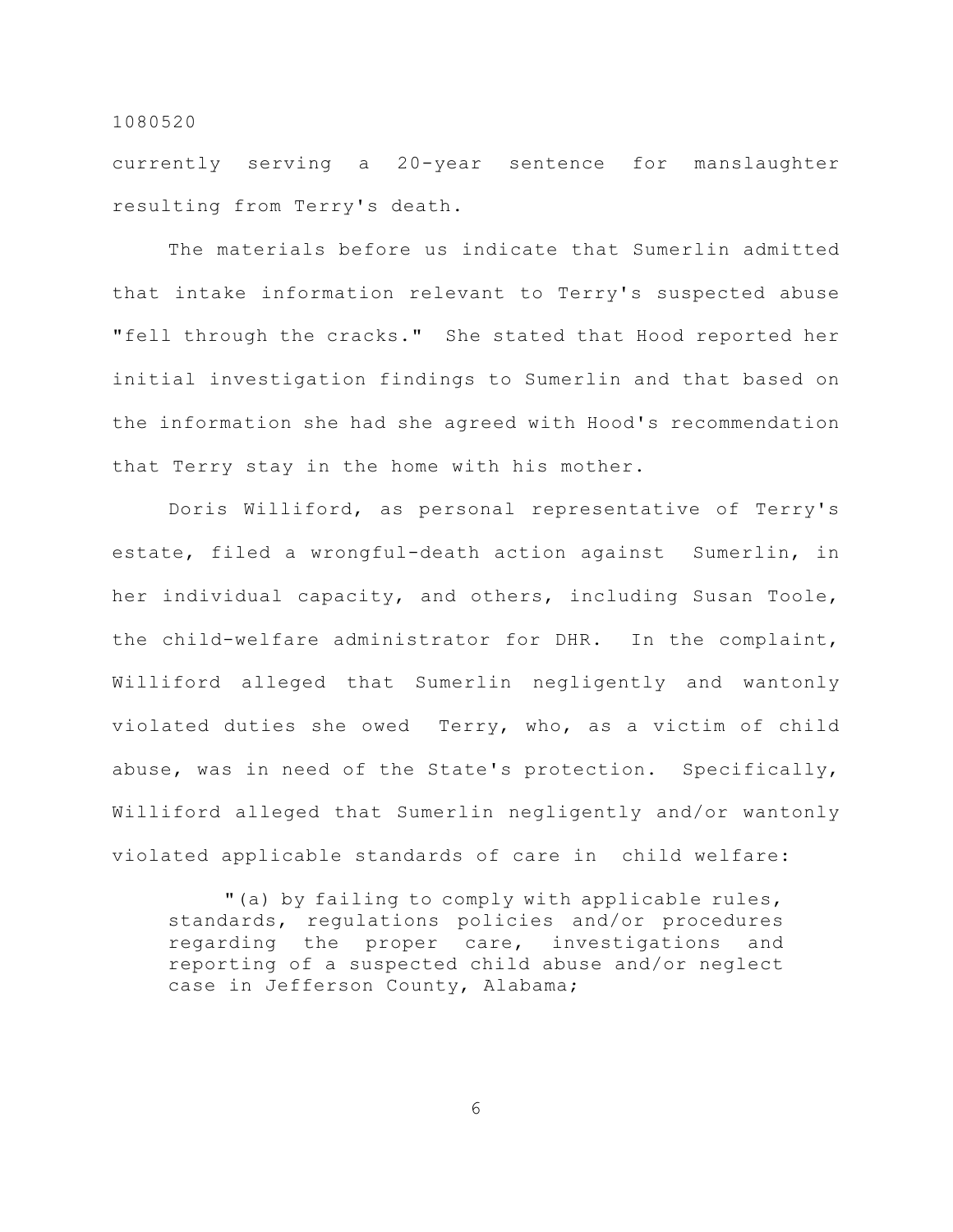currently serving a 20-year sentence for manslaughter resulting from Terry's death.

The materials before us indicate that Sumerlin admitted that intake information relevant to Terry's suspected abuse "fell through the cracks." She stated that Hood reported her initial investigation findings to Sumerlin and that based on the information she had she agreed with Hood's recommendation that Terry stay in the home with his mother.

Doris Williford, as personal representative of Terry's estate, filed a wrongful-death action against Sumerlin, in her individual capacity, and others, including Susan Toole, the child-welfare administrator for DHR. In the complaint, Williford alleged that Sumerlin negligently and wantonly violated duties she owed Terry, who, as a victim of child abuse, was in need of the State's protection. Specifically, Williford alleged that Sumerlin negligently and/or wantonly violated applicable standards of care in child welfare:

> "(a) by failing to comply with applicable rules, standards, regulations policies and/or procedures regarding the proper care, investigations and reporting of a suspected child abuse and/or neglect case in Jefferson County, Alabama;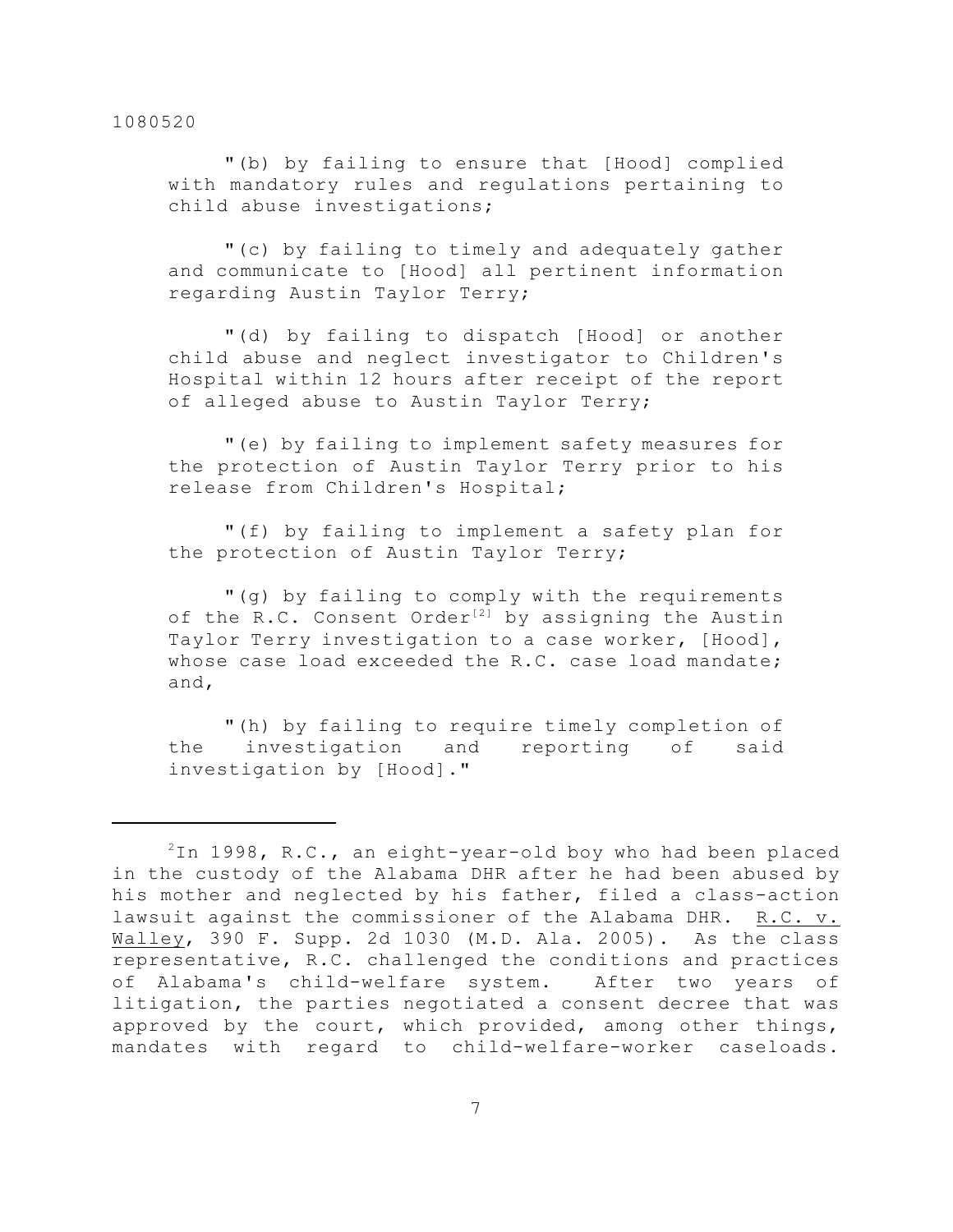"(b) by failing to ensure that [Hood] complied with mandatory rules and regulations pertaining to child abuse investigations;

"(c) by failing to timely and adequately gather and communicate to [Hood] all pertinent information regarding Austin Taylor Terry;

"(d) by failing to dispatch [Hood] or another child abuse and neglect investigator to Children's Hospital within 12 hours after receipt of the report of alleged abuse to Austin Taylor Terry;

"(e) by failing to implement safety measures for the protection of Austin Taylor Terry prior to his release from Children's Hospital;

"(f) by failing to implement a safety plan for the protection of Austin Taylor Terry;

"(g) by failing to comply with the requirements of the R.C. Consent Order[2] by assigning the Austin Taylor Terry investigation to a case worker, [Hood], whose case load exceeded the R.C. case load mandate; and,

"(h) by failing to require timely completion of the investigation and reporting of said investigation by [Hood]."

---

[2]In 1998, R.C., an eight-year-old boy who had been placed in the custody of the Alabama DHR after he had been abused by his mother and neglected by his father, filed a class-action lawsuit against the commissioner of the Alabama DHR. R.C. v. Walley, 390 F. Supp. 2d 1030 (M.D. Ala. 2005). As the class representative, R.C. challenged the conditions and practices of Alabama's child-welfare system. After two years of litigation, the parties negotiated a consent decree that was approved by the court, which provided, among other things, mandates with regard to child-welfare-worker caseloads.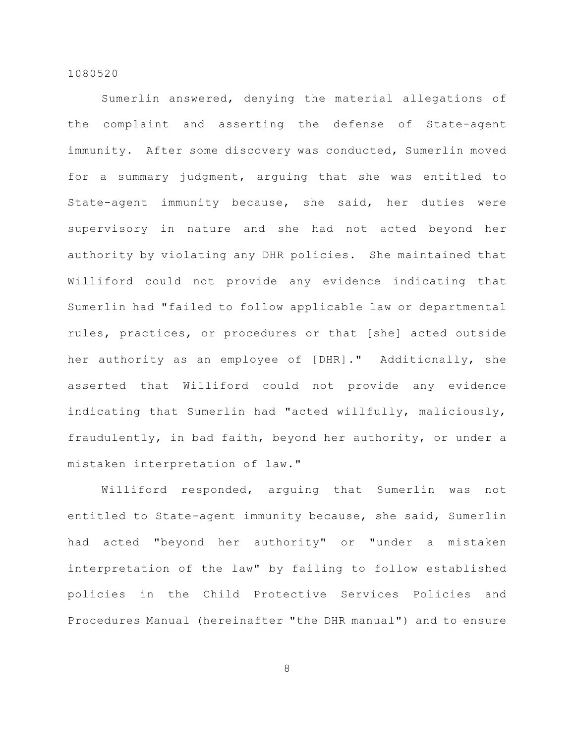Sumerlin answered, denying the material allegations of the complaint and asserting the defense of State-agent immunity. After some discovery was conducted, Sumerlin moved for a summary judgment, arguing that she was entitled to State-agent immunity because, she said, her duties were supervisory in nature and she had not acted beyond her authority by violating any DHR policies. She maintained that Williford could not provide any evidence indicating that Sumerlin had "failed to follow applicable law or departmental rules, practices, or procedures or that [she] acted outside her authority as an employee of [DHR]." Additionally, she asserted that Williford could not provide any evidence indicating that Sumerlin had "acted willfully, maliciously, fraudulently, in bad faith, beyond her authority, or under a mistaken interpretation of law."

Williford responded, arguing that Sumerlin was not entitled to State-agent immunity because, she said, Sumerlin had acted "beyond her authority" or "under a mistaken interpretation of the law" by failing to follow established policies in the Child Protective Services Policies and Procedures Manual (hereinafter "the DHR manual") and to ensure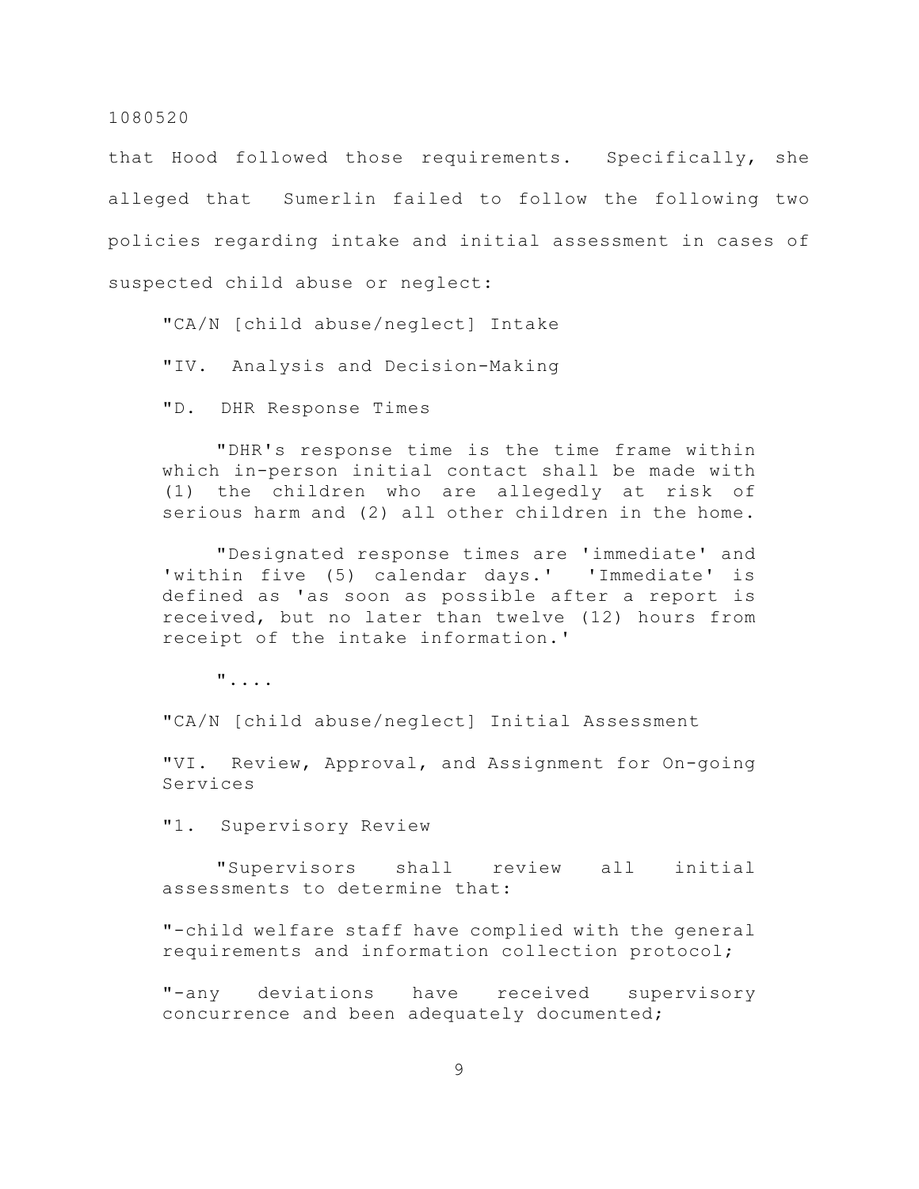that Hood followed those requirements. Specifically, she alleged that Sumerlin failed to follow the following two policies regarding intake and initial assessment in cases of suspected child abuse or neglect:

> "CA/N [child abuse/neglect] Intake
>
> "IV. Analysis and Decision-Making
>
> "D. DHR Response Times
>
> "DHR's response time is the time frame within which in-person initial contact shall be made with (1) the children who are allegedly at risk of serious harm and (2) all other children in the home.
>
> "Designated response times are 'immediate' and 'within five (5) calendar days.' 'Immediate' is defined as 'as soon as possible after a report is received, but no later than twelve (12) hours from receipt of the intake information.'
>
> "....
>
> "CA/N [child abuse/neglect] Initial Assessment
>
> "VI. Review, Approval, and Assignment for On-going Services
>
> "1. Supervisory Review
>
> "Supervisors shall review all initial assessments to determine that:
>
> "-child welfare staff have complied with the general requirements and information collection protocol;
>
> "-any deviations have received supervisory concurrence and been adequately documented;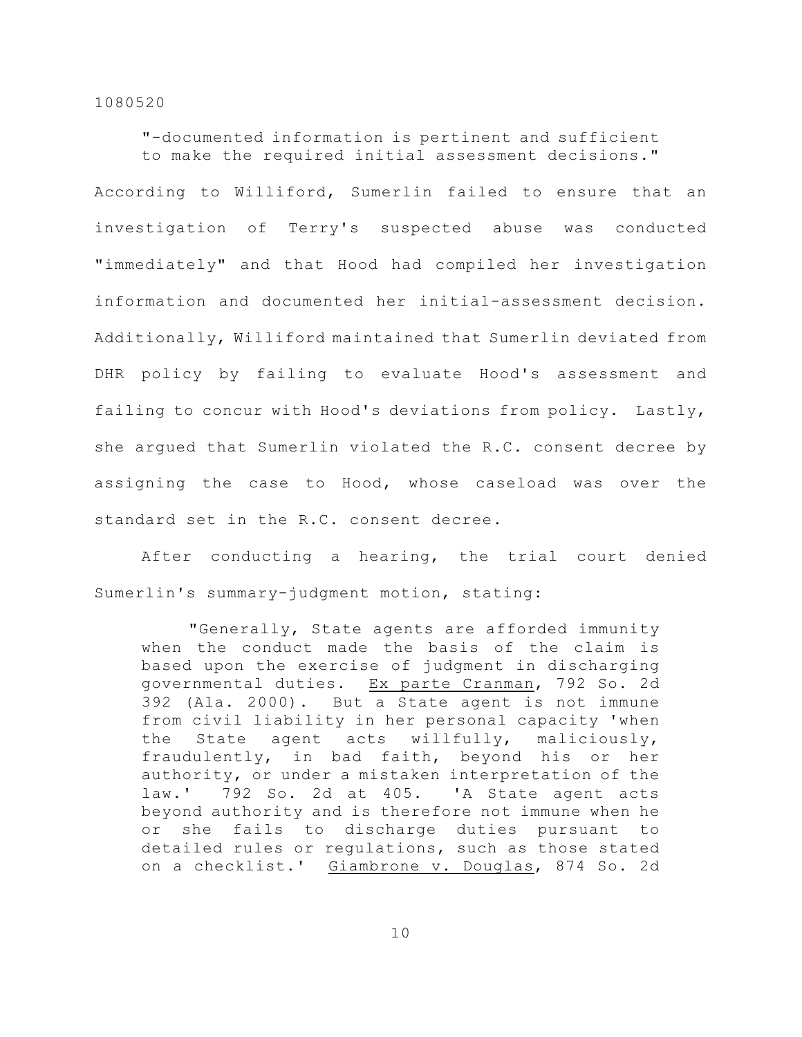> "-documented information is pertinent and sufficient to make the required initial assessment decisions."

According to Williford, Sumerlin failed to ensure that an investigation of Terry's suspected abuse was conducted "immediately" and that Hood had compiled her investigation information and documented her initial-assessment decision. Additionally, Williford maintained that Sumerlin deviated from DHR policy by failing to evaluate Hood's assessment and failing to concur with Hood's deviations from policy. Lastly, she argued that Sumerlin violated the R.C. consent decree by assigning the case to Hood, whose caseload was over the standard set in the R.C. consent decree.

After conducting a hearing, the trial court denied Sumerlin's summary-judgment motion, stating:

> "Generally, State agents are afforded immunity when the conduct made the basis of the claim is based upon the exercise of judgment in discharging governmental duties. Ex parte Cranman, 792 So. 2d 392 (Ala. 2000). But a State agent is not immune from civil liability in her personal capacity 'when the State agent acts willfully, maliciously, fraudulently, in bad faith, beyond his or her authority, or under a mistaken interpretation of the law.' 792 So. 2d at 405. 'A State agent acts beyond authority and is therefore not immune when he or she fails to discharge duties pursuant to detailed rules or regulations, such as those stated on a checklist.' Giambrone v. Douglas, 874 So. 2d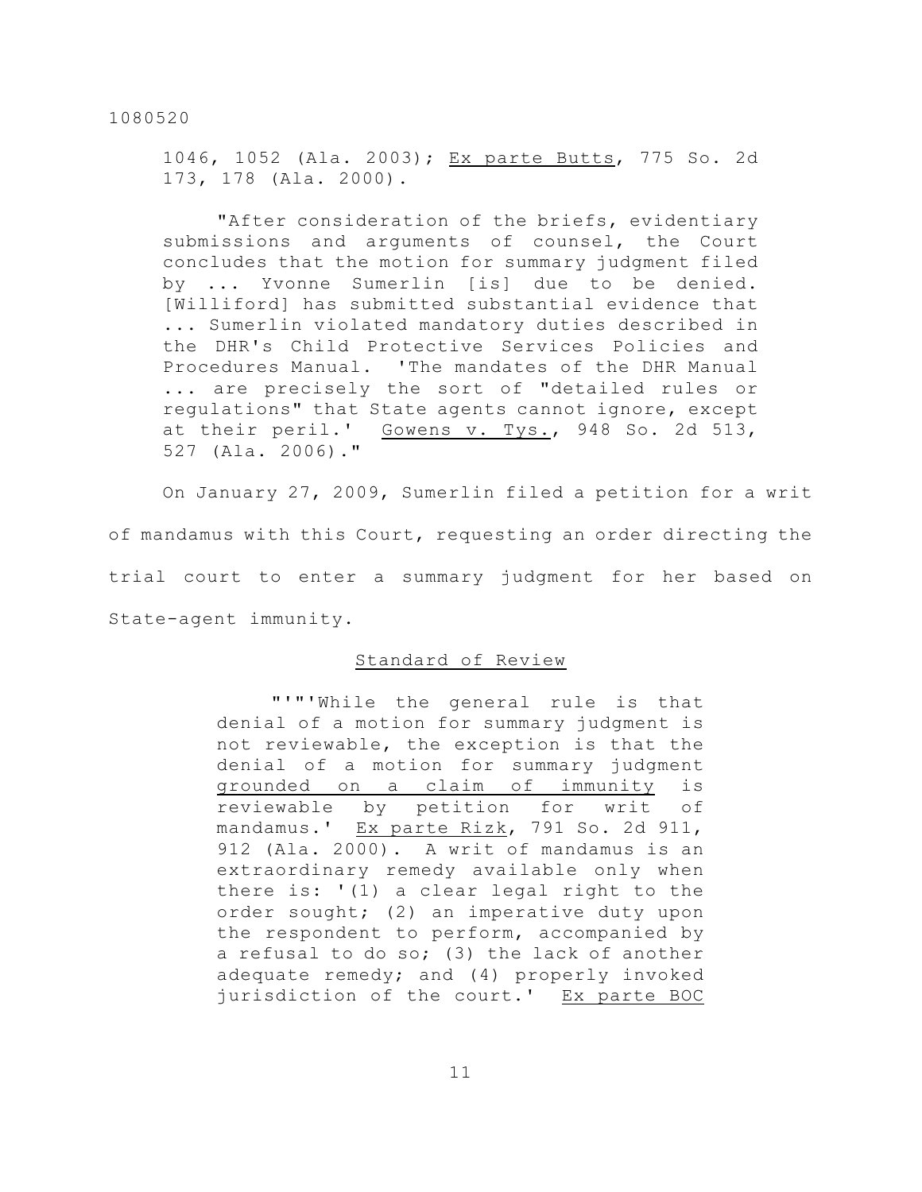1046, 1052 (Ala. 2003); Ex parte Butts, 775 So. 2d 173, 178 (Ala. 2000).

"After consideration of the briefs, evidentiary submissions and arguments of counsel, the Court concludes that the motion for summary judgment filed by ... Yvonne Sumerlin [is] due to be denied. [Williford] has submitted substantial evidence that ... Sumerlin violated mandatory duties described in the DHR's Child Protective Services Policies and Procedures Manual. 'The mandates of the DHR Manual ... are precisely the sort of "detailed rules or regulations" that State agents cannot ignore, except at their peril.' Gowens v. Tys., 948 So. 2d 513, 527 (Ala. 2006)."

On January 27, 2009, Sumerlin filed a petition for a writ of mandamus with this Court, requesting an order directing the trial court to enter a summary judgment for her based on State-agent immunity.

## Standard of Review

> "'"'While the general rule is that denial of a motion for summary judgment is not reviewable, the exception is that the denial of a motion for summary judgment grounded on a claim of immunity is reviewable by petition for writ of mandamus.' Ex parte Rizk, 791 So. 2d 911, 912 (Ala. 2000). A writ of mandamus is an extraordinary remedy available only when there is: '(1) a clear legal right to the order sought; (2) an imperative duty upon the respondent to perform, accompanied by a refusal to do so; (3) the lack of another adequate remedy; and (4) properly invoked jurisdiction of the court.' Ex parte BOC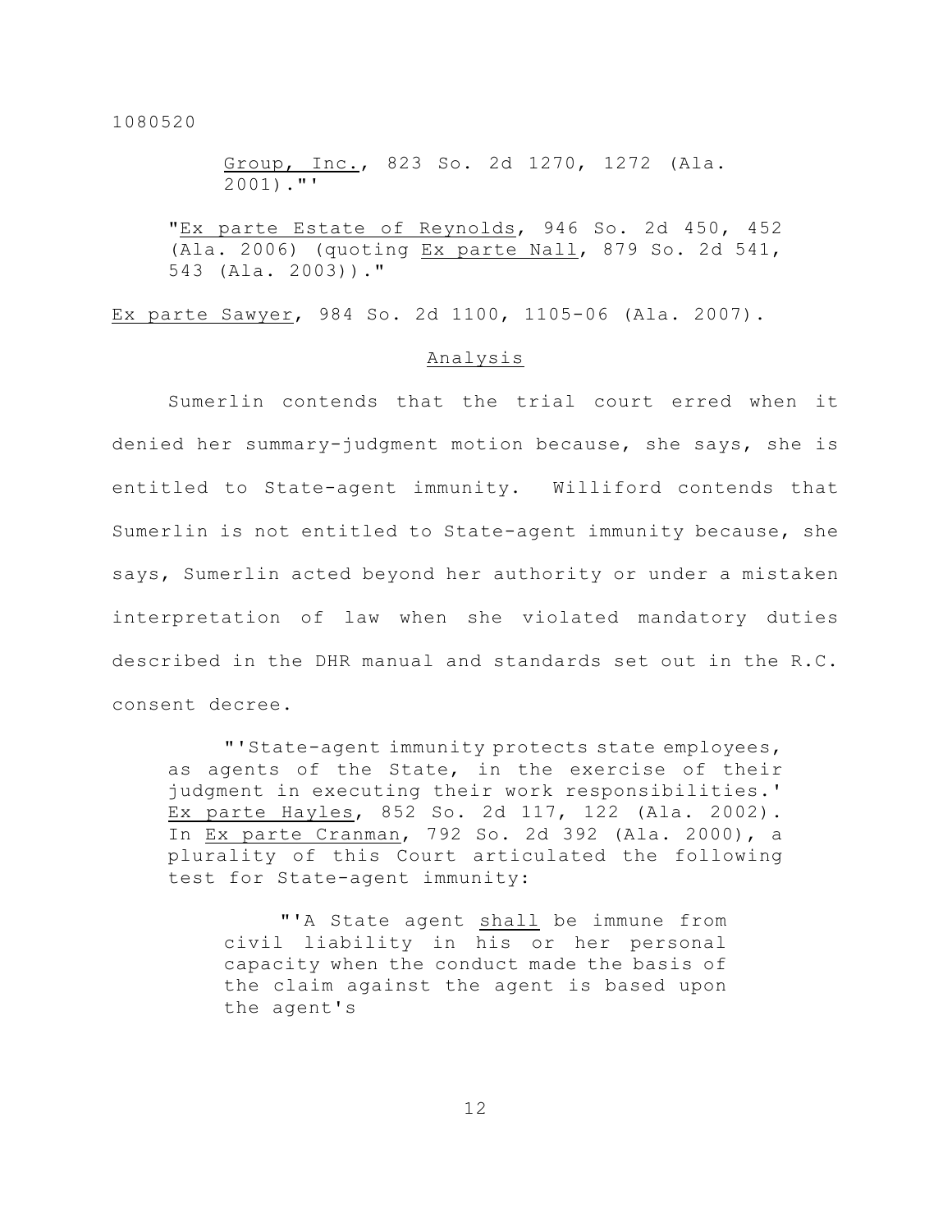Group, Inc., 823 So. 2d 1270, 1272 (Ala. 2001).'"

> "Ex parte Estate of Reynolds, 946 So. 2d 450, 452 (Ala. 2006) (quoting Ex parte Nall, 879 So. 2d 541, 543 (Ala. 2003))."

Ex parte Sawyer, 984 So. 2d 1100, 1105-06 (Ala. 2007).

## Analysis

Sumerlin contends that the trial court erred when it denied her summary-judgment motion because, she says, she is entitled to State-agent immunity. Williford contends that Sumerlin is not entitled to State-agent immunity because, she says, Sumerlin acted beyond her authority or under a mistaken interpretation of law when she violated mandatory duties described in the DHR manual and standards set out in the R.C. consent decree.

> "'State-agent immunity protects state employees, as agents of the State, in the exercise of their judgment in executing their work responsibilities.' Ex parte Hayles, 852 So. 2d 117, 122 (Ala. 2002). In Ex parte Cranman, 792 So. 2d 392 (Ala. 2000), a plurality of this Court articulated the following test for State-agent immunity:
>
> > "'A State agent shall be immune from civil liability in his or her personal capacity when the conduct made the basis of the claim against the agent is based upon the agent's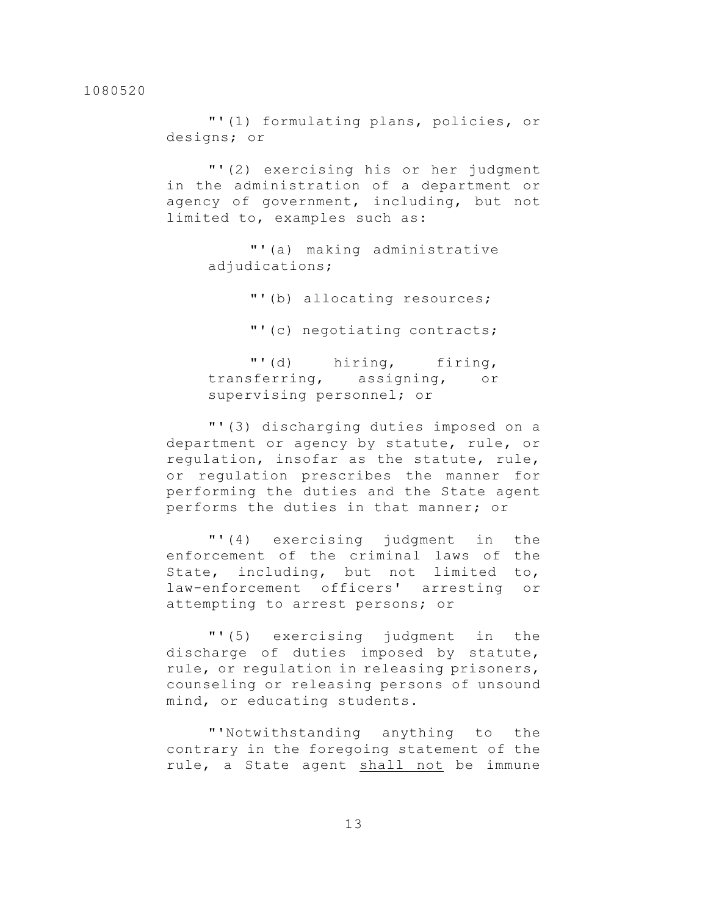"'(1) formulating plans, policies, or designs; or

"'(2) exercising his or her judgment in the administration of a department or agency of government, including, but not limited to, examples such as:

"'(a) making administrative adjudications;

"'(b) allocating resources;

"'(c) negotiating contracts;

"'(d) hiring, firing, transferring, assigning, or supervising personnel; or

"'(3) discharging duties imposed on a department or agency by statute, rule, or regulation, insofar as the statute, rule, or regulation prescribes the manner for performing the duties and the State agent performs the duties in that manner; or

"'(4) exercising judgment in the enforcement of the criminal laws of the State, including, but not limited to, law-enforcement officers' arresting or attempting to arrest persons; or

"'(5) exercising judgment in the discharge of duties imposed by statute, rule, or regulation in releasing prisoners, counseling or releasing persons of unsound mind, or educating students.

"'Notwithstanding anything to the contrary in the foregoing statement of the rule, a State agent <u>shall not</u> be immune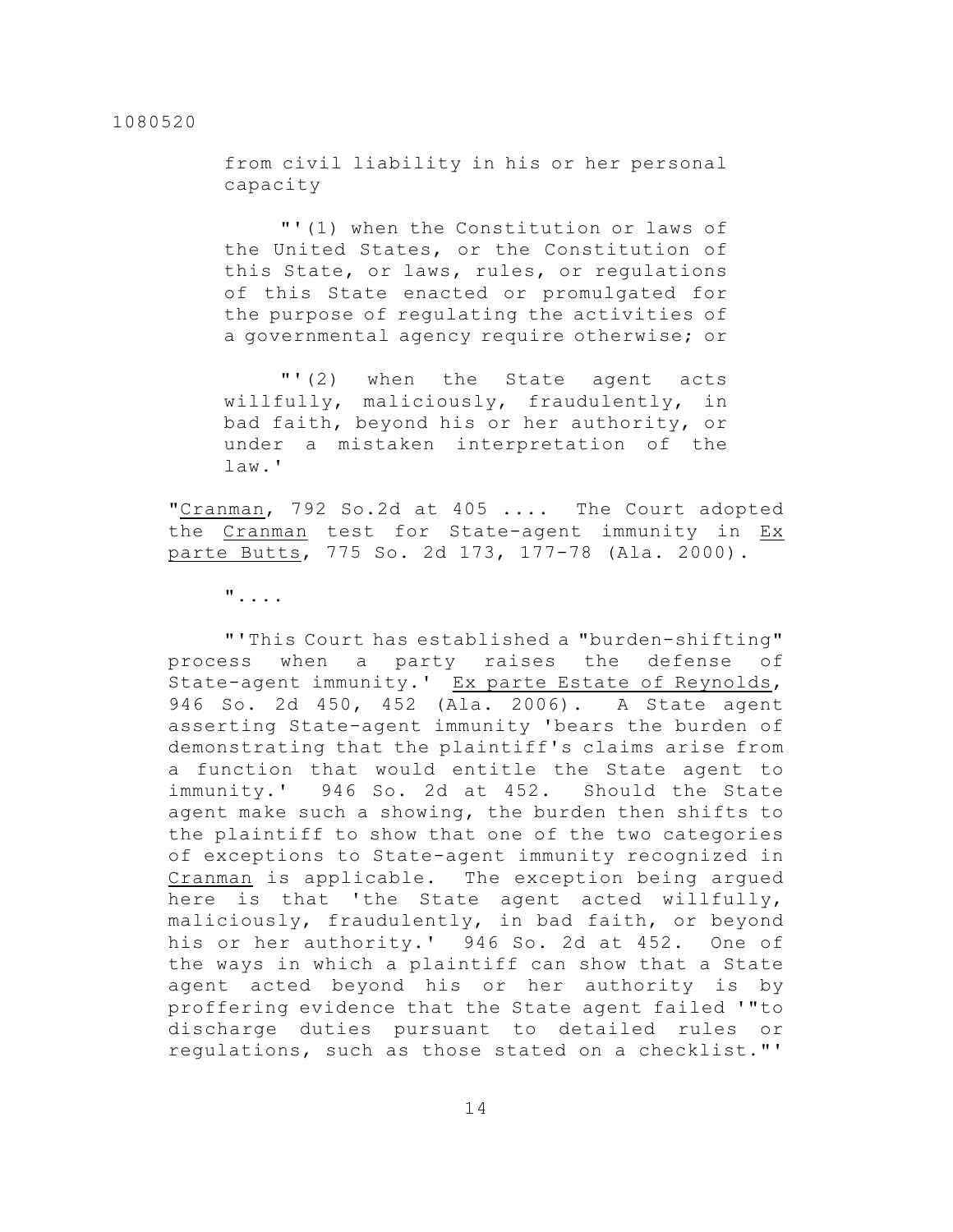from civil liability in his or her personal capacity

"'(1) when the Constitution or laws of the United States, or the Constitution of this State, or laws, rules, or regulations of this State enacted or promulgated for the purpose of regulating the activities of a governmental agency require otherwise; or

"'(2) when the State agent acts willfully, maliciously, fraudulently, in bad faith, beyond his or her authority, or under a mistaken interpretation of the law.'

"Cranman, 792 So.2d at 405 .... The Court adopted the Cranman test for State-agent immunity in Ex parte Butts, 775 So. 2d 173, 177-78 (Ala. 2000).

"....

"'This Court has established a "burden-shifting" process when a party raises the defense of State-agent immunity.' Ex parte Estate of Reynolds, 946 So. 2d 450, 452 (Ala. 2006). A State agent asserting State-agent immunity 'bears the burden of demonstrating that the plaintiff's claims arise from a function that would entitle the State agent to immunity.' 946 So. 2d at 452. Should the State agent make such a showing, the burden then shifts to the plaintiff to show that one of the two categories of exceptions to State-agent immunity recognized in Cranman is applicable. The exception being argued here is that 'the State agent acted willfully, maliciously, fraudulently, in bad faith, or beyond his or her authority.' 946 So. 2d at 452. One of the ways in which a plaintiff can show that a State agent acted beyond his or her authority is by proffering evidence that the State agent failed '"to discharge duties pursuant to detailed rules or regulations, such as those stated on a checklist."'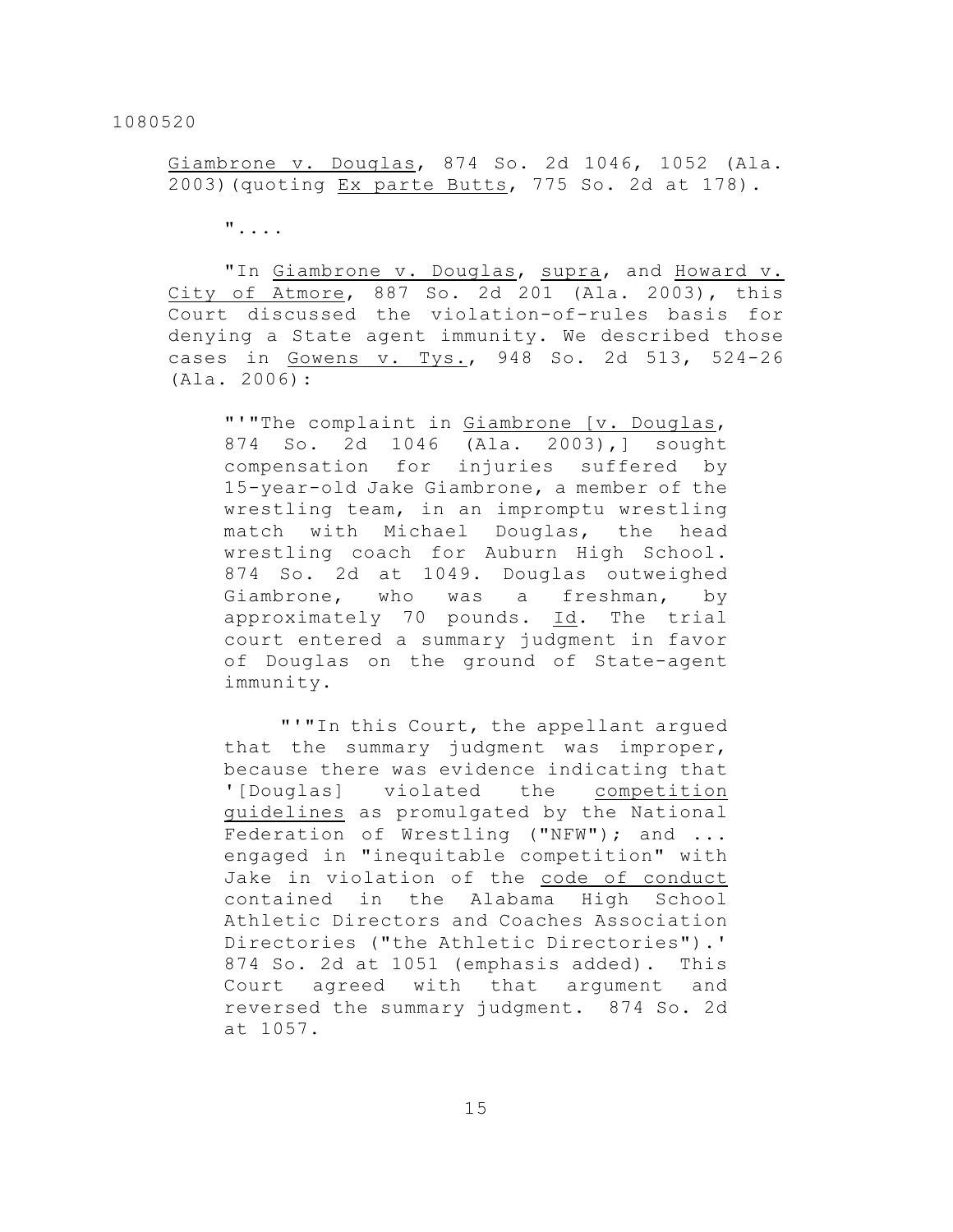Giambrone v. Douglas, 874 So. 2d 1046, 1052 (Ala. 2003)(quoting Ex parte Butts, 775 So. 2d at 178).

"....

"In Giambrone v. Douglas, supra, and Howard v. City of Atmore, 887 So. 2d 201 (Ala. 2003), this Court discussed the violation-of-rules basis for denying a State agent immunity. We described those cases in Gowens v. Tys., 948 So. 2d 513, 524-26 (Ala. 2006):

> "'"The complaint in Giambrone [v. Douglas, 874 So. 2d 1046 (Ala. 2003),] sought compensation for injuries suffered by 15-year-old Jake Giambrone, a member of the wrestling team, in an impromptu wrestling match with Michael Douglas, the head wrestling coach for Auburn High School. 874 So. 2d at 1049. Douglas outweighed Giambrone, who was a freshman, by approximately 70 pounds. Id. The trial court entered a summary judgment in favor of Douglas on the ground of State-agent immunity.
>
> "'"In this Court, the appellant argued that the summary judgment was improper, because there was evidence indicating that '[Douglas] violated the competition guidelines as promulgated by the National Federation of Wrestling ("NFW"); and ... engaged in "inequitable competition" with Jake in violation of the code of conduct contained in the Alabama High School Athletic Directors and Coaches Association Directories ("the Athletic Directories").' 874 So. 2d at 1051 (emphasis added). This Court agreed with that argument and reversed the summary judgment. 874 So. 2d at 1057.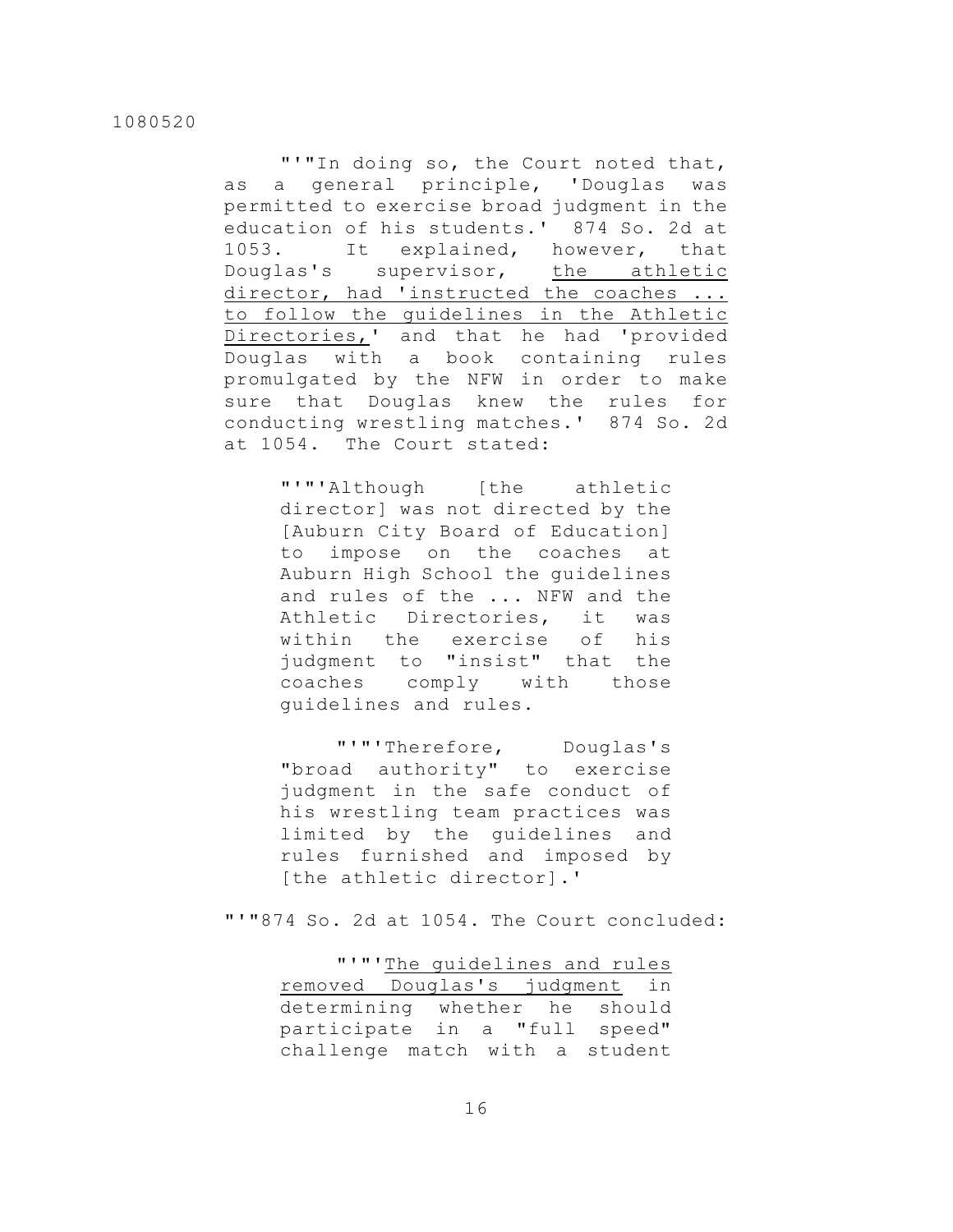"'"In doing so, the Court noted that, as a general principle, 'Douglas was permitted to exercise broad judgment in the education of his students.' 874 So. 2d at 1053. It explained, however, that Douglas's supervisor, <u>the athletic director, had 'instructed the coaches ... to follow the guidelines in the Athletic Directories,</u>' and that he had 'provided Douglas with a book containing rules promulgated by the NFW in order to make sure that Douglas knew the rules for conducting wrestling matches.' 874 So. 2d at 1054. The Court stated:

> "'"'Although [the athletic director] was not directed by the [Auburn City Board of Education] to impose on the coaches at Auburn High School the guidelines and rules of the ... NFW and the Athletic Directories, it was within the exercise of his judgment to "insist" that the coaches comply with those guidelines and rules.
>
> "'"'Therefore, Douglas's "broad authority" to exercise judgment in the safe conduct of his wrestling team practices was limited by the guidelines and rules furnished and imposed by [the athletic director].'

"'"874 So. 2d at 1054. The Court concluded:

> "'"'<u>The guidelines and rules removed Douglas's judgment</u> in determining whether he should participate in a "full speed" challenge match with a student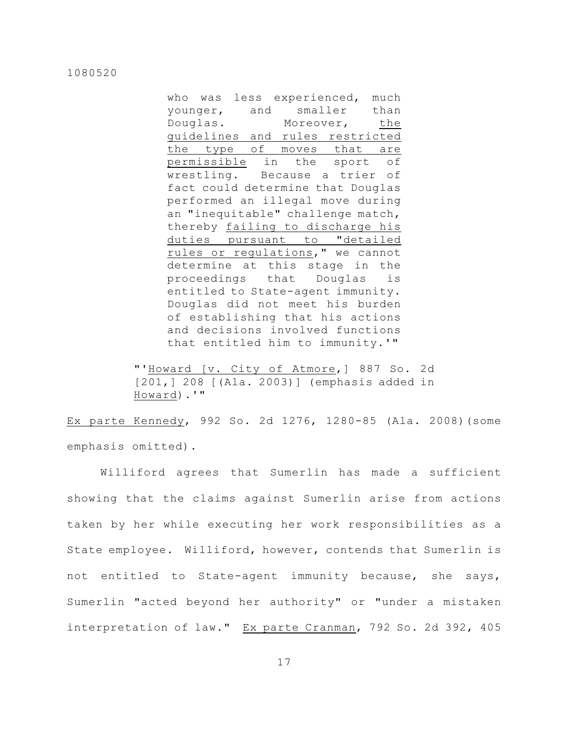> > who was less experienced, much younger, and smaller than Douglas. Moreover, <u>the guidelines and rules restricted the type of moves that are permissible</u> in the sport of wrestling. Because a trier of fact could determine that Douglas performed an illegal move during an "inequitable" challenge match, thereby <u>failing to discharge his duties pursuant to "detailed rules or regulations</u>," we cannot determine at this stage in the proceedings that Douglas is entitled to State-agent immunity. Douglas did not meet his burden of establishing that his actions and decisions involved functions that entitled him to immunity.'"
>
> "'<u>Howard [v. City of Atmore</u>,] 887 So. 2d [201,] 208 [(Ala. 2003)] (emphasis added in <u>Howard</u>).'"

<u>Ex parte Kennedy</u>, 992 So. 2d 1276, 1280-85 (Ala. 2008)(some emphasis omitted).

Williford agrees that Sumerlin has made a sufficient showing that the claims against Sumerlin arise from actions taken by her while executing her work responsibilities as a State employee. Williford, however, contends that Sumerlin is not entitled to State-agent immunity because, she says, Sumerlin "acted beyond her authority" or "under a mistaken interpretation of law." <u>Ex parte Cranman</u>, 792 So. 2d 392, 405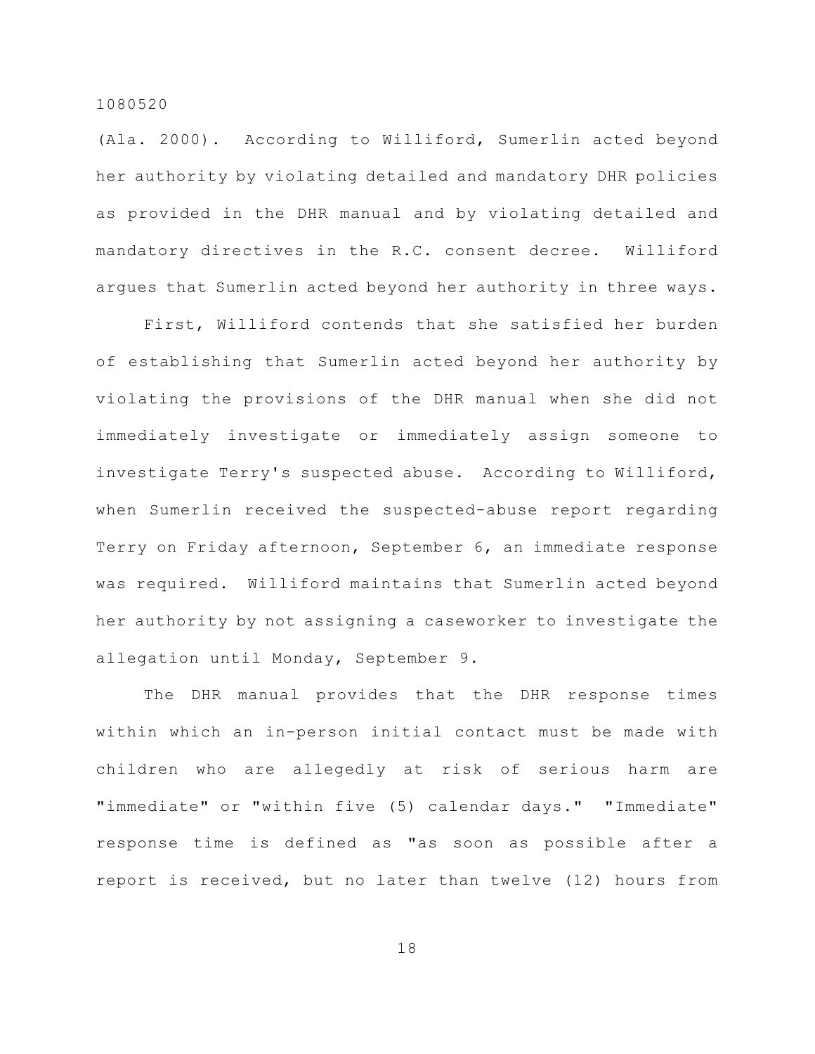(Ala. 2000). According to Williford, Sumerlin acted beyond her authority by violating detailed and mandatory DHR policies as provided in the DHR manual and by violating detailed and mandatory directives in the R.C. consent decree. Williford argues that Sumerlin acted beyond her authority in three ways.

First, Williford contends that she satisfied her burden of establishing that Sumerlin acted beyond her authority by violating the provisions of the DHR manual when she did not immediately investigate or immediately assign someone to investigate Terry's suspected abuse. According to Williford, when Sumerlin received the suspected-abuse report regarding Terry on Friday afternoon, September 6, an immediate response was required. Williford maintains that Sumerlin acted beyond her authority by not assigning a caseworker to investigate the allegation until Monday, September 9.

The DHR manual provides that the DHR response times within which an in-person initial contact must be made with children who are allegedly at risk of serious harm are "immediate" or "within five (5) calendar days." "Immediate" response time is defined as "as soon as possible after a report is received, but no later than twelve (12) hours from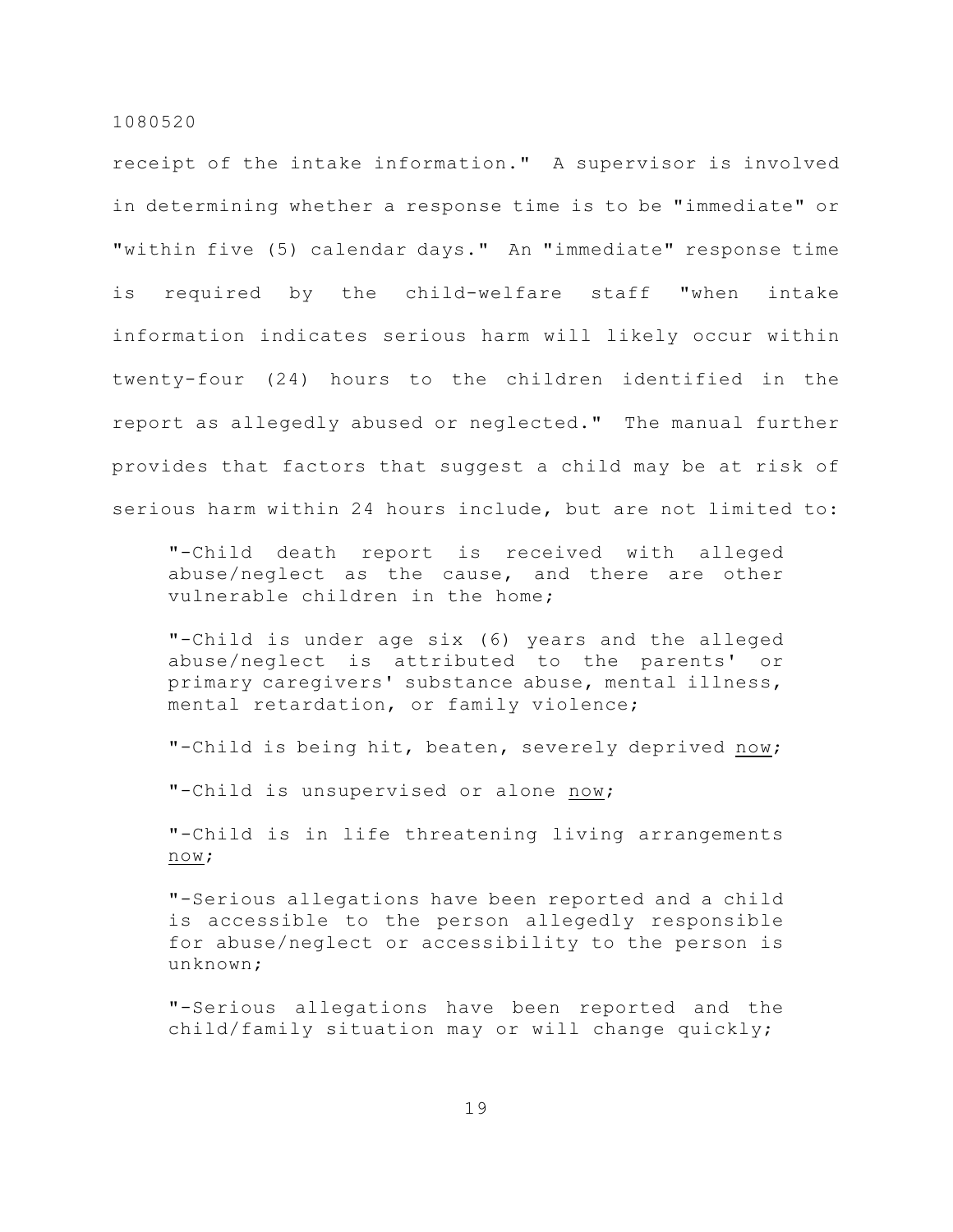receipt of the intake information." A supervisor is involved in determining whether a response time is to be "immediate" or "within five (5) calendar days." An "immediate" response time is required by the child-welfare staff "when intake information indicates serious harm will likely occur within twenty-four (24) hours to the children identified in the report as allegedly abused or neglected." The manual further provides that factors that suggest a child may be at risk of serious harm within 24 hours include, but are not limited to:

> "-Child death report is received with alleged abuse/neglect as the cause, and there are other vulnerable children in the home;
>
> "-Child is under age six (6) years and the alleged abuse/neglect is attributed to the parents' or primary caregivers' substance abuse, mental illness, mental retardation, or family violence;
>
> "-Child is being hit, beaten, severely deprived <u>now</u>;
>
> "-Child is unsupervised or alone <u>now</u>;
>
> "-Child is in life threatening living arrangements <u>now</u>;
>
> "-Serious allegations have been reported and a child is accessible to the person allegedly responsible for abuse/neglect or accessibility to the person is unknown;
>
> "-Serious allegations have been reported and the child/family situation may or will change quickly;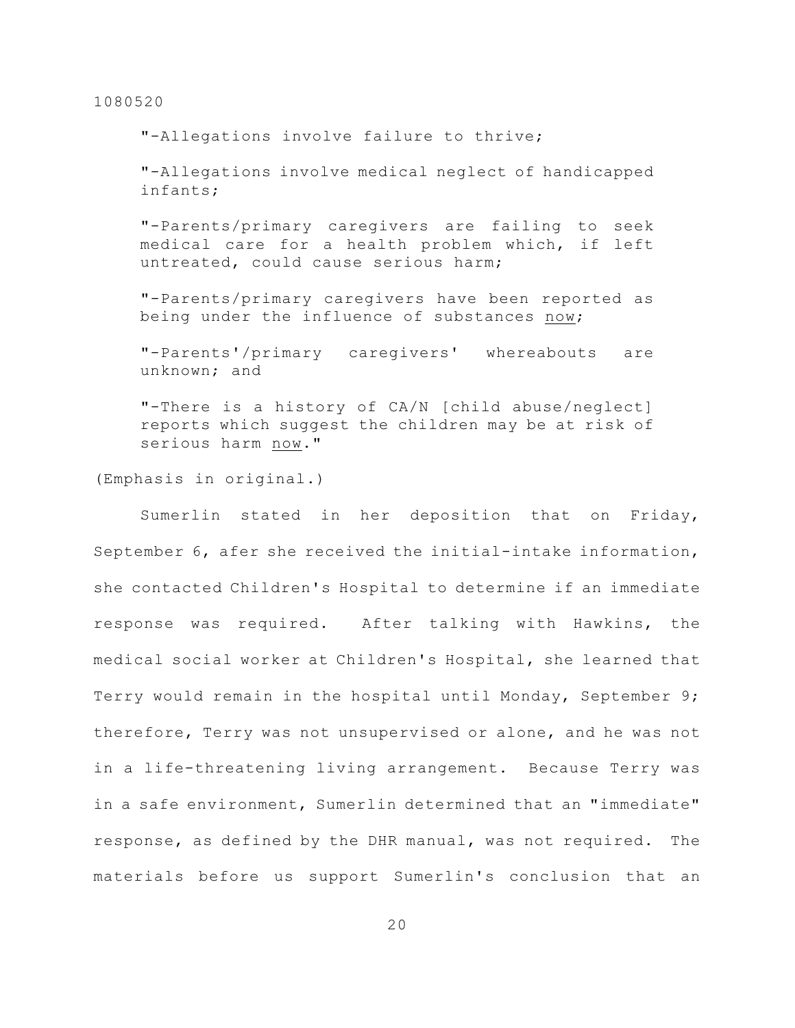"-Allegations involve failure to thrive;

"-Allegations involve medical neglect of handicapped infants;

"-Parents/primary caregivers are failing to seek medical care for a health problem which, if left untreated, could cause serious harm;

"-Parents/primary caregivers have been reported as being under the influence of substances <u>now</u>;

"-Parents'/primary caregivers' whereabouts are unknown; and

"-There is a history of CA/N [child abuse/neglect] reports which suggest the children may be at risk of serious harm <u>now</u>."

(Emphasis in original.)

Sumerlin stated in her deposition that on Friday, September 6, afer she received the initial-intake information, she contacted Children's Hospital to determine if an immediate response was required. After talking with Hawkins, the medical social worker at Children's Hospital, she learned that Terry would remain in the hospital until Monday, September 9; therefore, Terry was not unsupervised or alone, and he was not in a life-threatening living arrangement. Because Terry was in a safe environment, Sumerlin determined that an "immediate" response, as defined by the DHR manual, was not required. The materials before us support Sumerlin's conclusion that an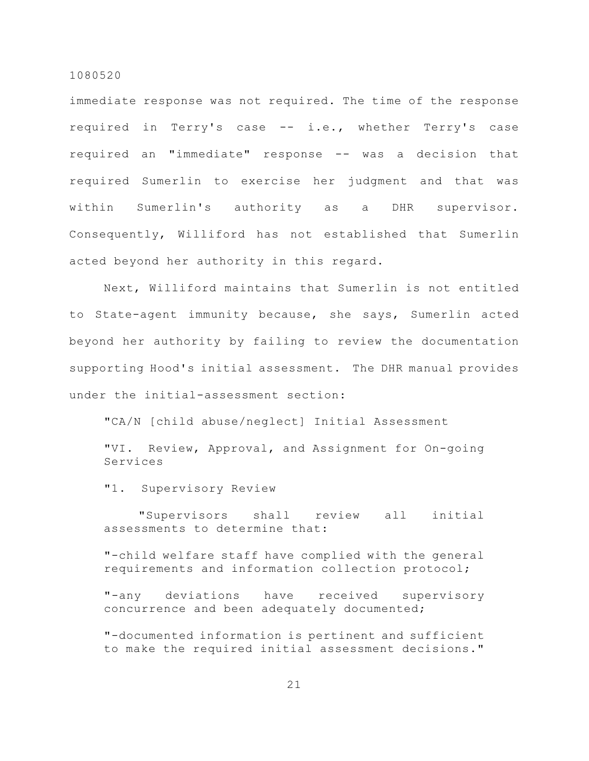immediate response was not required. The time of the response required in Terry's case -- i.e., whether Terry's case required an "immediate" response -- was a decision that required Sumerlin to exercise her judgment and that was within Sumerlin's authority as a DHR supervisor. Consequently, Williford has not established that Sumerlin acted beyond her authority in this regard.

Next, Williford maintains that Sumerlin is not entitled to State-agent immunity because, she says, Sumerlin acted beyond her authority by failing to review the documentation supporting Hood's initial assessment. The DHR manual provides under the initial-assessment section:

> "CA/N [child abuse/neglect] Initial Assessment
>
> "VI. Review, Approval, and Assignment for On-going Services
>
> "1. Supervisory Review
>
> "Supervisors shall review all initial assessments to determine that:
>
> "-child welfare staff have complied with the general requirements and information collection protocol;
>
> "-any deviations have received supervisory concurrence and been adequately documented;
>
> "-documented information is pertinent and sufficient to make the required initial assessment decisions."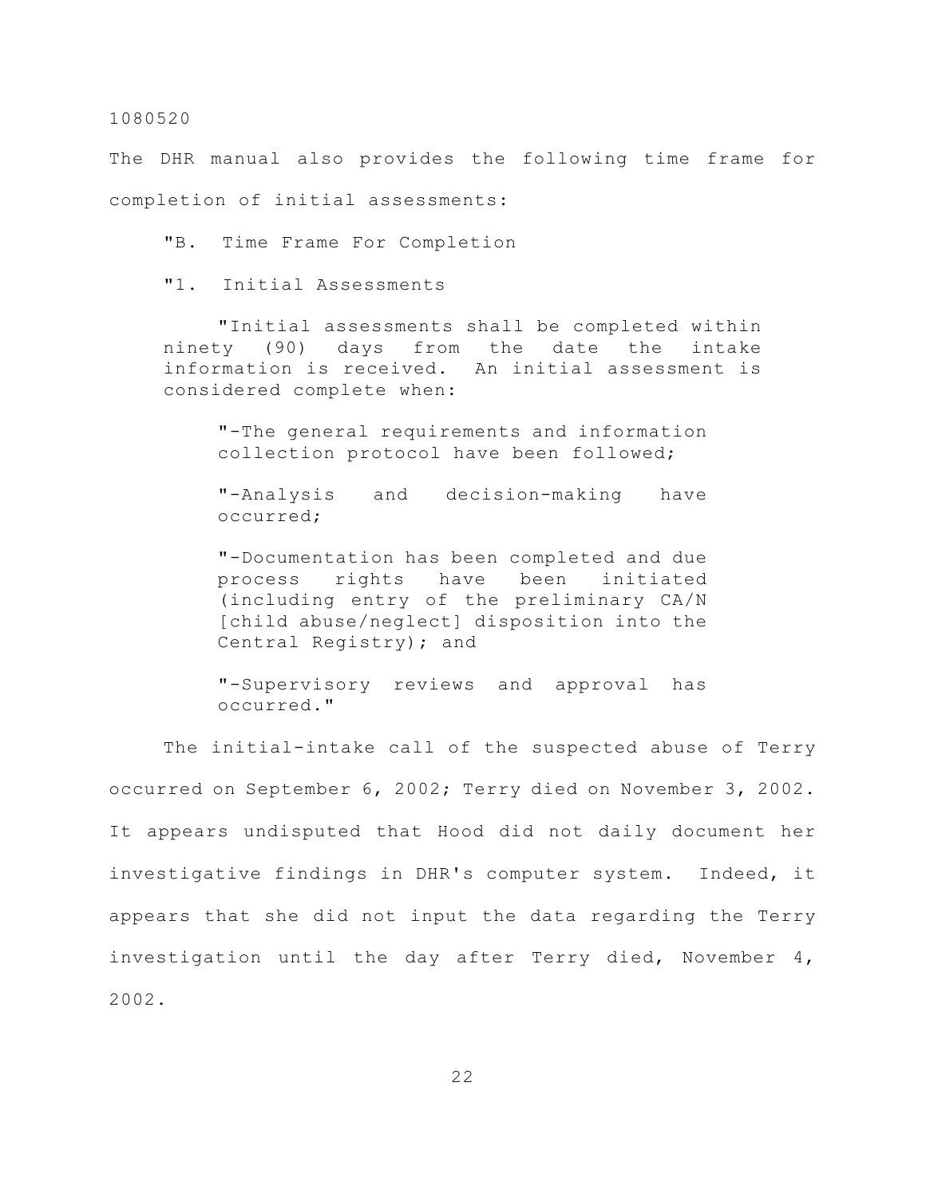The DHR manual also provides the following time frame for completion of initial assessments:

> "B. Time Frame For Completion
>
> "1. Initial Assessments
>
> "Initial assessments shall be completed within ninety (90) days from the date the intake information is received. An initial assessment is considered complete when:
>
> > "-The general requirements and information collection protocol have been followed;
> >
> > "-Analysis and decision-making have occurred;
> >
> > "-Documentation has been completed and due process rights have been initiated (including entry of the preliminary CA/N [child abuse/neglect] disposition into the Central Registry); and
> >
> > "-Supervisory reviews and approval has occurred."

The initial-intake call of the suspected abuse of Terry occurred on September 6, 2002; Terry died on November 3, 2002. It appears undisputed that Hood did not daily document her investigative findings in DHR's computer system. Indeed, it appears that she did not input the data regarding the Terry investigation until the day after Terry died, November 4, 2002.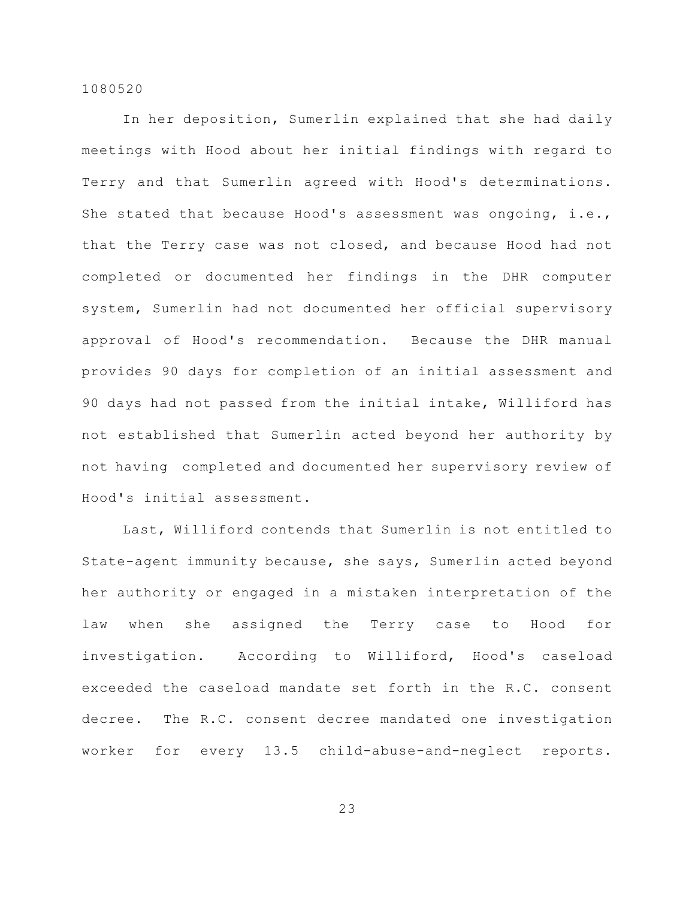In her deposition, Sumerlin explained that she had daily meetings with Hood about her initial findings with regard to Terry and that Sumerlin agreed with Hood's determinations. She stated that because Hood's assessment was ongoing, i.e., that the Terry case was not closed, and because Hood had not completed or documented her findings in the DHR computer system, Sumerlin had not documented her official supervisory approval of Hood's recommendation. Because the DHR manual provides 90 days for completion of an initial assessment and 90 days had not passed from the initial intake, Williford has not established that Sumerlin acted beyond her authority by not having completed and documented her supervisory review of Hood's initial assessment.

Last, Williford contends that Sumerlin is not entitled to State-agent immunity because, she says, Sumerlin acted beyond her authority or engaged in a mistaken interpretation of the law when she assigned the Terry case to Hood for investigation. According to Williford, Hood's caseload exceeded the caseload mandate set forth in the R.C. consent decree. The R.C. consent decree mandated one investigation worker for every 13.5 child-abuse-and-neglect reports.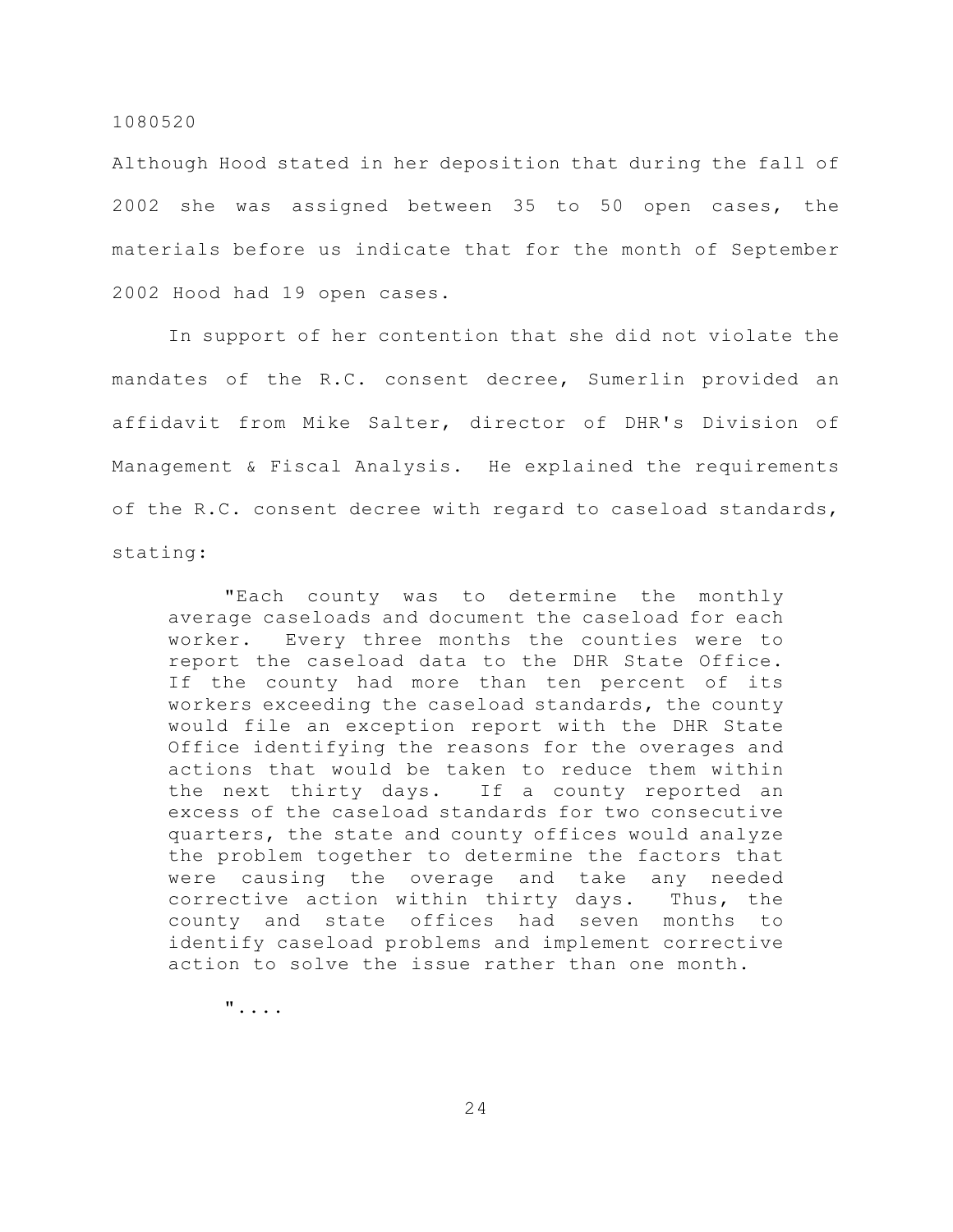Although Hood stated in her deposition that during the fall of 2002 she was assigned between 35 to 50 open cases, the materials before us indicate that for the month of September 2002 Hood had 19 open cases.

In support of her contention that she did not violate the mandates of the R.C. consent decree, Sumerlin provided an affidavit from Mike Salter, director of DHR's Division of Management & Fiscal Analysis. He explained the requirements of the R.C. consent decree with regard to caseload standards, stating:

> "Each county was to determine the monthly average caseloads and document the caseload for each worker. Every three months the counties were to report the caseload data to the DHR State Office. If the county had more than ten percent of its workers exceeding the caseload standards, the county would file an exception report with the DHR State Office identifying the reasons for the overages and actions that would be taken to reduce them within the next thirty days. If a county reported an excess of the caseload standards for two consecutive quarters, the state and county offices would analyze the problem together to determine the factors that were causing the overage and take any needed corrective action within thirty days. Thus, the county and state offices had seven months to identify caseload problems and implement corrective action to solve the issue rather than one month.
>
> "....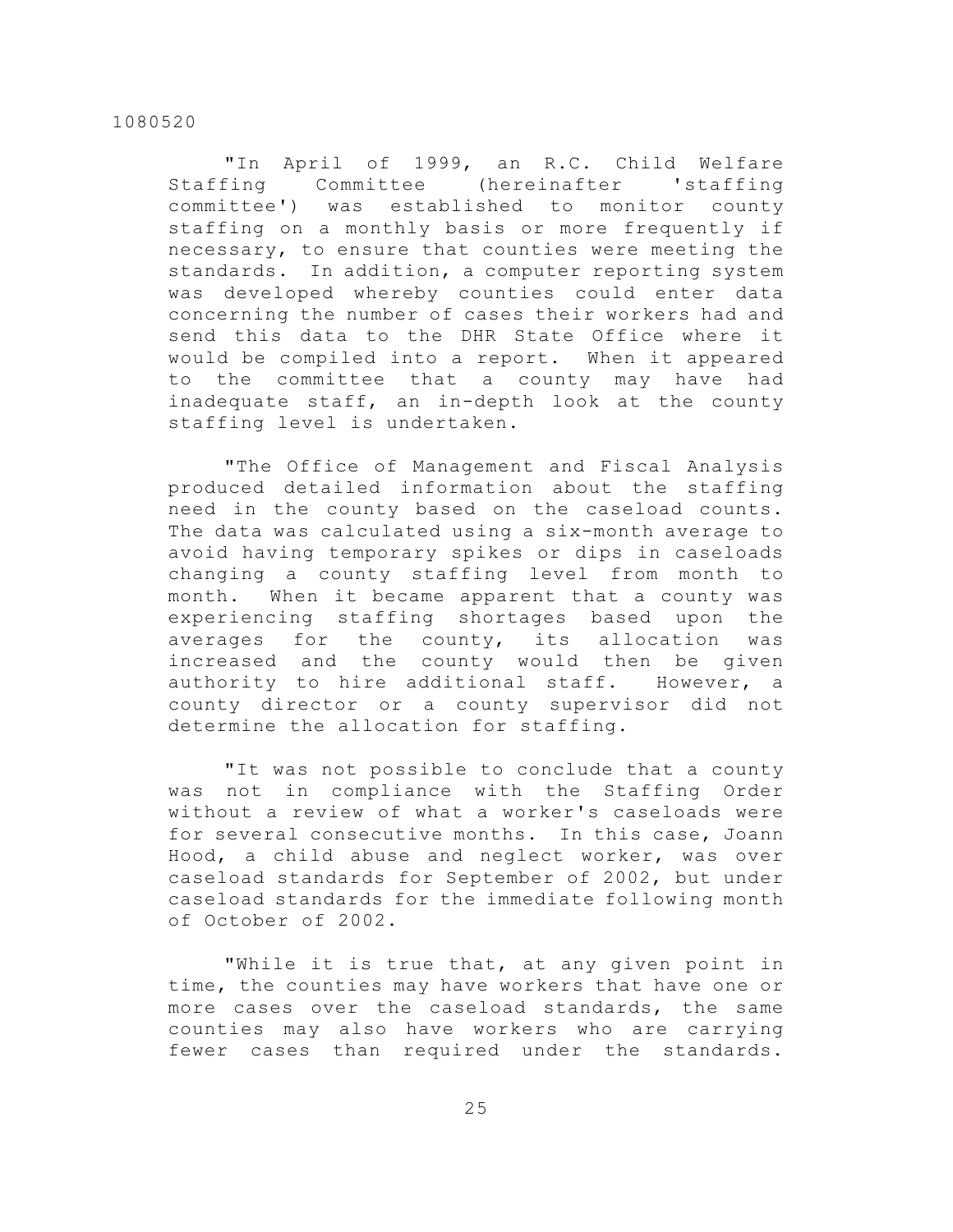"In April of 1999, an R.C. Child Welfare Staffing Committee (hereinafter 'staffing committee') was established to monitor county staffing on a monthly basis or more frequently if necessary, to ensure that counties were meeting the standards. In addition, a computer reporting system was developed whereby counties could enter data concerning the number of cases their workers had and send this data to the DHR State Office where it would be compiled into a report. When it appeared to the committee that a county may have had inadequate staff, an in-depth look at the county staffing level is undertaken.

"The Office of Management and Fiscal Analysis produced detailed information about the staffing need in the county based on the caseload counts. The data was calculated using a six-month average to avoid having temporary spikes or dips in caseloads changing a county staffing level from month to month. When it became apparent that a county was experiencing staffing shortages based upon the averages for the county, its allocation was increased and the county would then be given authority to hire additional staff. However, a county director or a county supervisor did not determine the allocation for staffing.

"It was not possible to conclude that a county was not in compliance with the Staffing Order without a review of what a worker's caseloads were for several consecutive months. In this case, Joann Hood, a child abuse and neglect worker, was over caseload standards for September of 2002, but under caseload standards for the immediate following month of October of 2002.

"While it is true that, at any given point in time, the counties may have workers that have one or more cases over the caseload standards, the same counties may also have workers who are carrying fewer cases than required under the standards.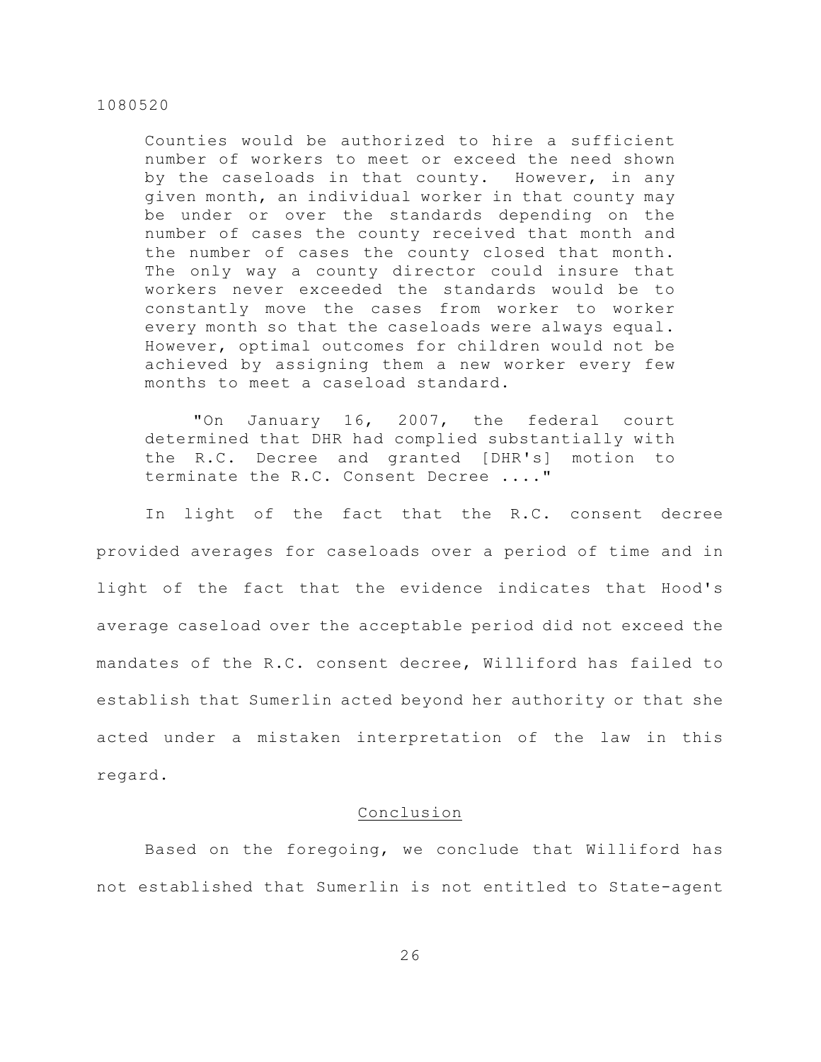Counties would be authorized to hire a sufficient number of workers to meet or exceed the need shown by the caseloads in that county. However, in any given month, an individual worker in that county may be under or over the standards depending on the number of cases the county received that month and the number of cases the county closed that month. The only way a county director could insure that workers never exceeded the standards would be to constantly move the cases from worker to worker every month so that the caseloads were always equal. However, optimal outcomes for children would not be achieved by assigning them a new worker every few months to meet a caseload standard.

> "On January 16, 2007, the federal court determined that DHR had complied substantially with the R.C. Decree and granted [DHR's] motion to terminate the R.C. Consent Decree ...."

In light of the fact that the R.C. consent decree provided averages for caseloads over a period of time and in light of the fact that the evidence indicates that Hood's average caseload over the acceptable period did not exceed the mandates of the R.C. consent decree, Williford has failed to establish that Sumerlin acted beyond her authority or that she acted under a mistaken interpretation of the law in this regard.

## Conclusion

Based on the foregoing, we conclude that Williford has not established that Sumerlin is not entitled to State-agent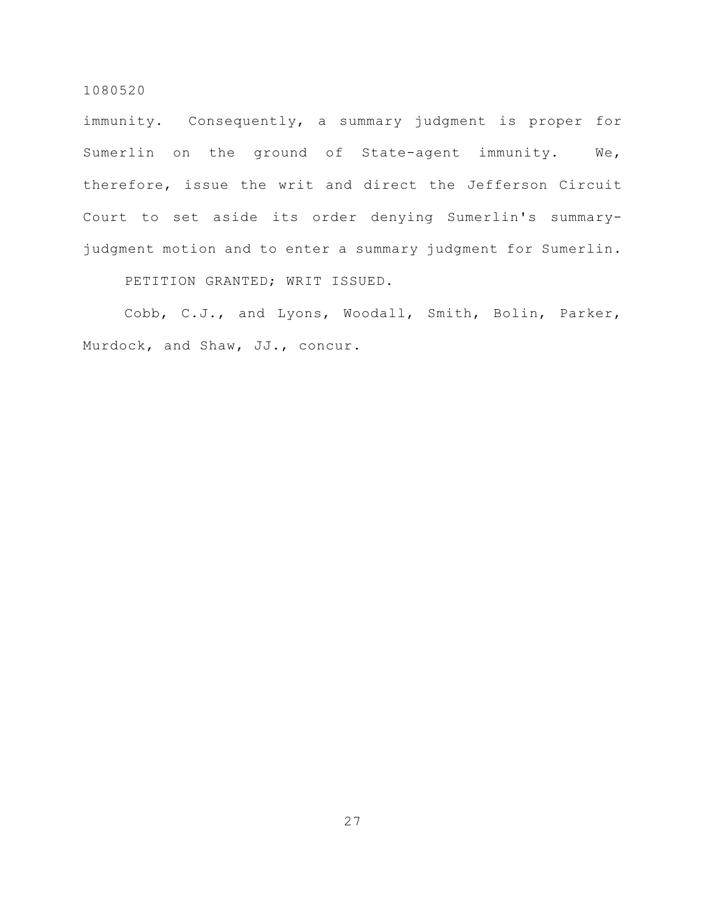immunity. Consequently, a summary judgment is proper for Sumerlin on the ground of State-agent immunity. We, therefore, issue the writ and direct the Jefferson Circuit Court to set aside its order denying Sumerlin's summary-judgment motion and to enter a summary judgment for Sumerlin.

PETITION GRANTED; WRIT ISSUED.

Cobb, C.J., and Lyons, Woodall, Smith, Bolin, Parker, Murdock, and Shaw, JJ., concur.